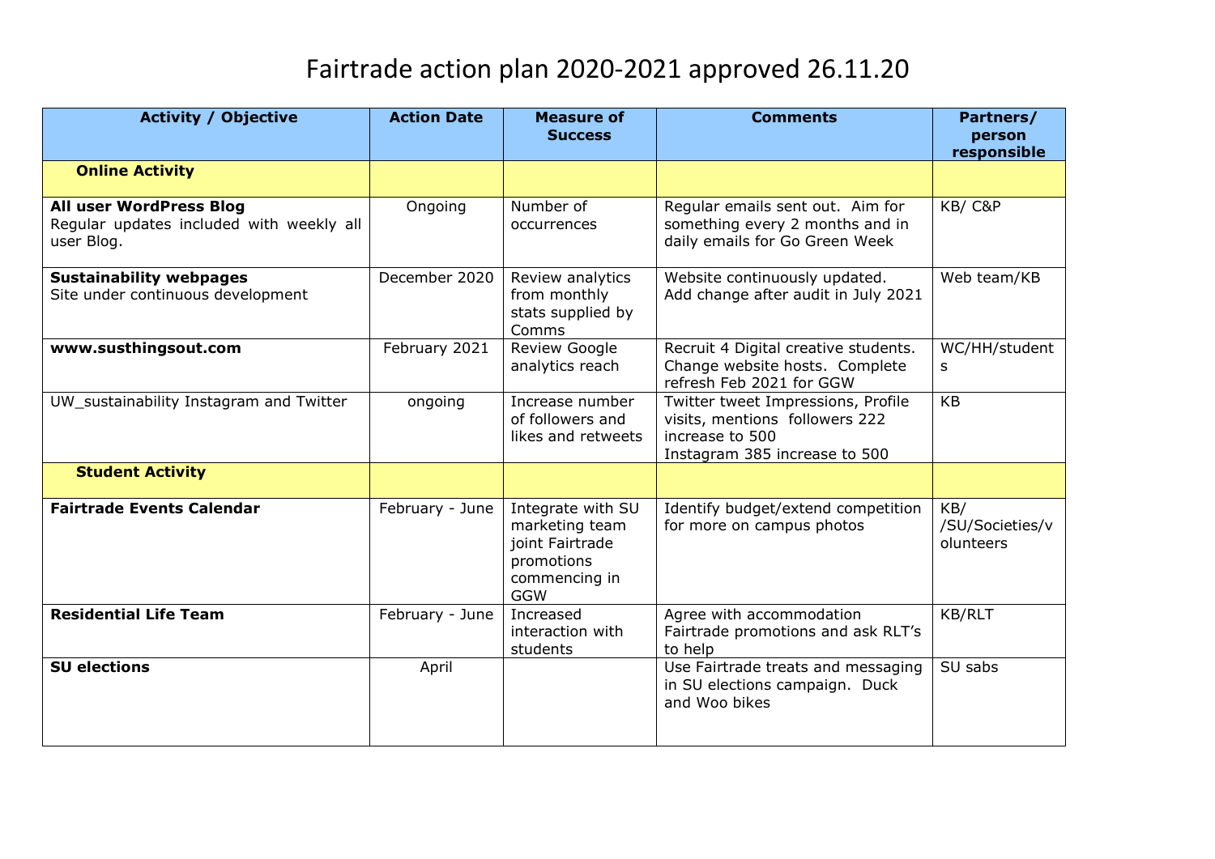# Fairtrade action plan 2020-2021 approved 26.11.20

| Activity / Objective | Action Date | Measure of Success | Comments | Partners/ person responsible |
|---|---|---|---|---|
| **Online Activity** | | | | |
| **All user WordPress Blog** Regular updates included with weekly all user Blog. | Ongoing | Number of occurrences | Regular emails sent out. Aim for something every 2 months and in daily emails for Go Green Week | KB/ C&P |
| **Sustainability webpages** Site under continuous development | December 2020 | Review analytics from monthly stats supplied by Comms | Website continuously updated. Add change after audit in July 2021 | Web team/KB |
| **www.susthingsout.com** | February 2021 | Review Google analytics reach | Recruit 4 Digital creative students. Change website hosts. Complete refresh Feb 2021 for GGW | WC/HH/students |
| UW_sustainability Instagram and Twitter | ongoing | Increase number of followers and likes and retweets | Twitter tweet Impressions, Profile visits, mentions followers 222 increase to 500 Instagram 385 increase to 500 | KB |
| **Student Activity** | | | | |
| **Fairtrade Events Calendar** | February - June | Integrate with SU marketing team joint Fairtrade promotions commencing in GGW | Identify budget/extend competition for more on campus photos | KB/ /SU/Societies/volunteers |
| **Residential Life Team** | February - June | Increased interaction with students | Agree with accommodation Fairtrade promotions and ask RLT's to help | KB/RLT |
| **SU elections** | April | | Use Fairtrade treats and messaging in SU elections campaign. Duck and Woo bikes | SU sabs |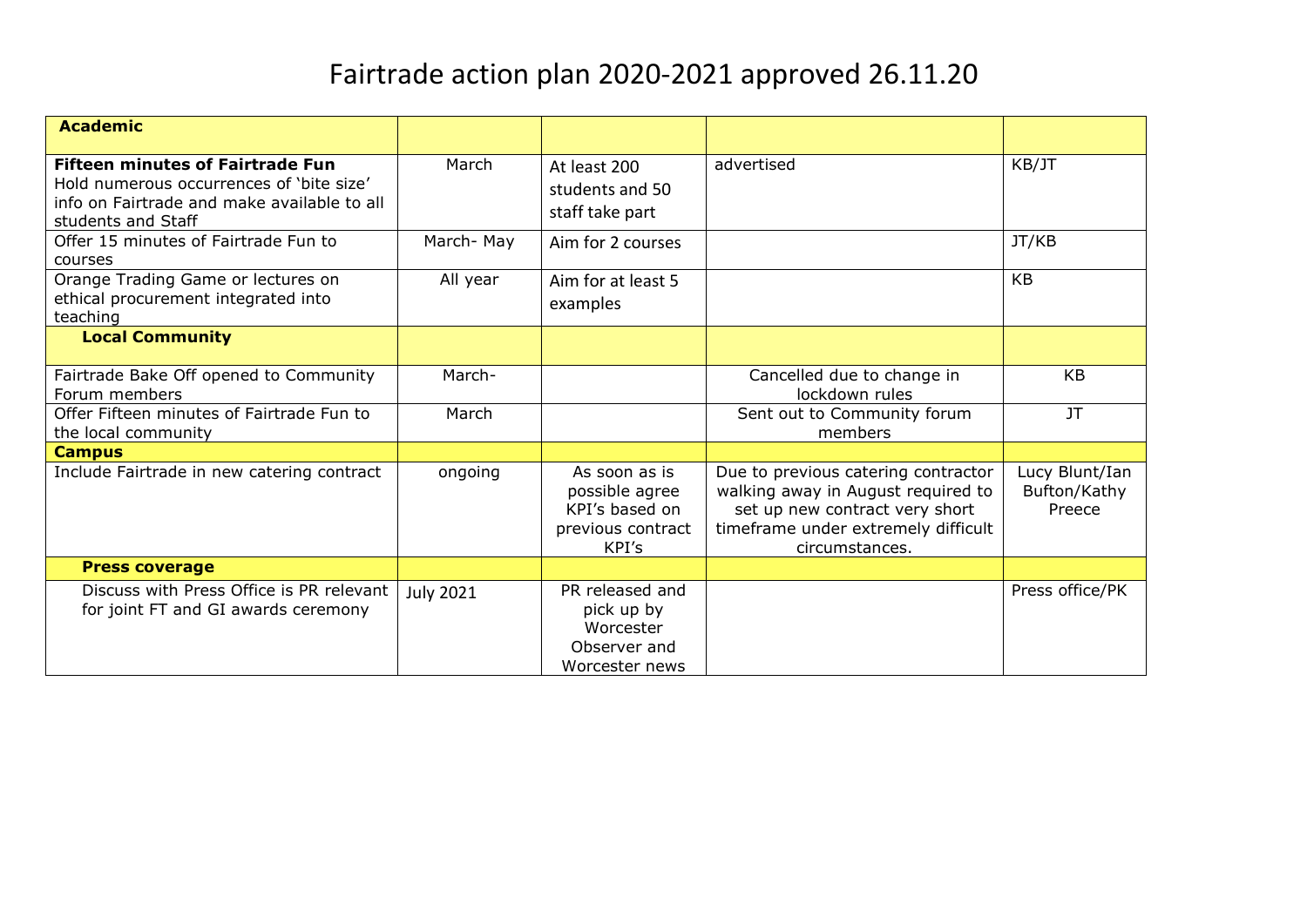# Fairtrade action plan 2020-2021 approved 26.11.20

| | | | | |
|---|---|---|---|---|
| **Academic** | | | | |
| **Fifteen minutes of Fairtrade Fun** Hold numerous occurrences of 'bite size' info on Fairtrade and make available to all students and Staff | March | At least 200 students and 50 staff take part | advertised | KB/JT |
| Offer 15 minutes of Fairtrade Fun to courses | March- May | Aim for 2 courses | | JT/KB |
| Orange Trading Game or lectures on ethical procurement integrated into teaching | All year | Aim for at least 5 examples | | KB |
| **Local Community** | | | | |
| Fairtrade Bake Off opened to Community Forum members | March- | | Cancelled due to change in lockdown rules | KB |
| Offer Fifteen minutes of Fairtrade Fun to the local community | March | | Sent out to Community forum members | JT |
| **Campus** | | | | |
| Include Fairtrade in new catering contract | ongoing | As soon as is possible agree KPI's based on previous contract KPI's | Due to previous catering contractor walking away in August required to set up new contract very short timeframe under extremely difficult circumstances. | Lucy Blunt/Ian Bufton/Kathy Preece |
| **Press coverage** | | | | |
| Discuss with Press Office is PR relevant for joint FT and GI awards ceremony | July 2021 | PR released and pick up by Worcester Observer and Worcester news | | Press office/PK |